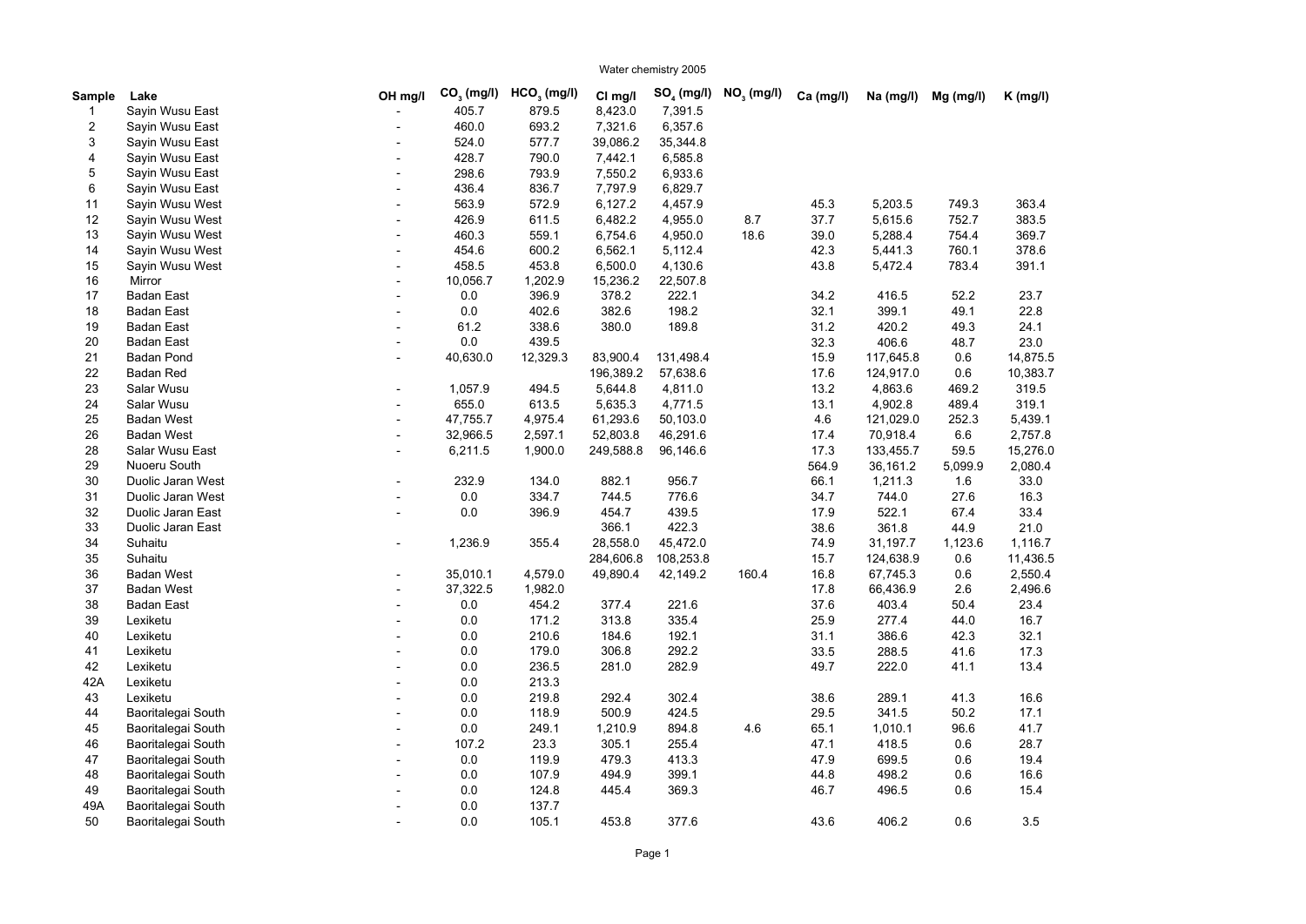Water chemistry 2005

| Sample | Lake | OH mg/l | $CO_3$ (mg/l) | $HCO_3$ (mg/l) | Cl mg/l | $SO_4$ (mg/l) | $NO_3$ (mg/l) | Ca (mg/l) | Na (mg/l) | Mg (mg/l) | K (mg/l) |
|---|---|---|---|---|---|---|---|---|---|---|---|
| 1 | Sayin Wusu East | - | 405.7 | 879.5 | 8,423.0 | 7,391.5 | | | | | |
| 2 | Sayin Wusu East | - | 460.0 | 693.2 | 7,321.6 | 6,357.6 | | | | | |
| 3 | Sayin Wusu East | - | 524.0 | 577.7 | 39,086.2 | 35,344.8 | | | | | |
| 4 | Sayin Wusu East | - | 428.7 | 790.0 | 7,442.1 | 6,585.8 | | | | | |
| 5 | Sayin Wusu East | - | 298.6 | 793.9 | 7,550.2 | 6,933.6 | | | | | |
| 6 | Sayin Wusu East | - | 436.4 | 836.7 | 7,797.9 | 6,829.7 | | | | | |
| 11 | Sayin Wusu West | - | 563.9 | 572.9 | 6,127.2 | 4,457.9 | | 45.3 | 5,203.5 | 749.3 | 363.4 |
| 12 | Sayin Wusu West | - | 426.9 | 611.5 | 6,482.2 | 4,955.0 | 8.7 | 37.7 | 5,615.6 | 752.7 | 383.5 |
| 13 | Sayin Wusu West | - | 460.3 | 559.1 | 6,754.6 | 4,950.0 | 18.6 | 39.0 | 5,288.4 | 754.4 | 369.7 |
| 14 | Sayin Wusu West | - | 454.6 | 600.2 | 6,562.1 | 5,112.4 | | 42.3 | 5,441.3 | 760.1 | 378.6 |
| 15 | Sayin Wusu West | - | 458.5 | 453.8 | 6,500.0 | 4,130.6 | | 43.8 | 5,472.4 | 783.4 | 391.1 |
| 16 | Mirror | - | 10,056.7 | 1,202.9 | 15,236.2 | 22,507.8 | | | | | |
| 17 | Badan East | - | 0.0 | 396.9 | 378.2 | 222.1 | | 34.2 | 416.5 | 52.2 | 23.7 |
| 18 | Badan East | - | 0.0 | 402.6 | 382.6 | 198.2 | | 32.1 | 399.1 | 49.1 | 22.8 |
| 19 | Badan East | - | 61.2 | 338.6 | 380.0 | 189.8 | | 31.2 | 420.2 | 49.3 | 24.1 |
| 20 | Badan East | - | 0.0 | 439.5 | | | | 32.3 | 406.6 | 48.7 | 23.0 |
| 21 | Badan Pond | - | 40,630.0 | 12,329.3 | 83,900.4 | 131,498.4 | | 15.9 | 117,645.8 | 0.6 | 14,875.5 |
| 22 | Badan Red | | | | 196,389.2 | 57,638.6 | | 17.6 | 124,917.0 | 0.6 | 10,383.7 |
| 23 | Salar Wusu | - | 1,057.9 | 494.5 | 5,644.8 | 4,811.0 | | 13.2 | 4,863.6 | 469.2 | 319.5 |
| 24 | Salar Wusu | - | 655.0 | 613.5 | 5,635.3 | 4,771.5 | | 13.1 | 4,902.8 | 489.4 | 319.1 |
| 25 | Badan West | - | 47,755.7 | 4,975.4 | 61,293.6 | 50,103.0 | | 4.6 | 121,029.0 | 252.3 | 5,439.1 |
| 26 | Badan West | - | 32,966.5 | 2,597.1 | 52,803.8 | 46,291.6 | | 17.4 | 70,918.4 | 6.6 | 2,757.8 |
| 28 | Salar Wusu East | - | 6,211.5 | 1,900.0 | 249,588.8 | 96,146.6 | | 17.3 | 133,455.7 | 59.5 | 15,276.0 |
| 29 | Nuoeru South | | | | | | | 564.9 | 36,161.2 | 5,099.9 | 2,080.4 |
| 30 | Duolic Jaran West | - | 232.9 | 134.0 | 882.1 | 956.7 | | 66.1 | 1,211.3 | 1.6 | 33.0 |
| 31 | Duolic Jaran West | - | 0.0 | 334.7 | 744.5 | 776.6 | | 34.7 | 744.0 | 27.6 | 16.3 |
| 32 | Duolic Jaran East | - | 0.0 | 396.9 | 454.7 | 439.5 | | 17.9 | 522.1 | 67.4 | 33.4 |
| 33 | Duolic Jaran East | | | | 366.1 | 422.3 | | 38.6 | 361.8 | 44.9 | 21.0 |
| 34 | Suhaitu | - | 1,236.9 | 355.4 | 28,558.0 | 45,472.0 | | 74.9 | 31,197.7 | 1,123.6 | 1,116.7 |
| 35 | Suhaitu | | | | 284,606.8 | 108,253.8 | | 15.7 | 124,638.9 | 0.6 | 11,436.5 |
| 36 | Badan West | - | 35,010.1 | 4,579.0 | 49,890.4 | 42,149.2 | 160.4 | 16.8 | 67,745.3 | 0.6 | 2,550.4 |
| 37 | Badan West | - | 37,322.5 | 1,982.0 | | | | 17.8 | 66,436.9 | 2.6 | 2,496.6 |
| 38 | Badan East | - | 0.0 | 454.2 | 377.4 | 221.6 | | 37.6 | 403.4 | 50.4 | 23.4 |
| 39 | Lexiketu | - | 0.0 | 171.2 | 313.8 | 335.4 | | 25.9 | 277.4 | 44.0 | 16.7 |
| 40 | Lexiketu | - | 0.0 | 210.6 | 184.6 | 192.1 | | 31.1 | 386.6 | 42.3 | 32.1 |
| 41 | Lexiketu | - | 0.0 | 179.0 | 306.8 | 292.2 | | 33.5 | 288.5 | 41.6 | 17.3 |
| 42 | Lexiketu | - | 0.0 | 236.5 | 281.0 | 282.9 | | 49.7 | 222.0 | 41.1 | 13.4 |
| 42A | Lexiketu | - | 0.0 | 213.3 | | | | | | | |
| 43 | Lexiketu | - | 0.0 | 219.8 | 292.4 | 302.4 | | 38.6 | 289.1 | 41.3 | 16.6 |
| 44 | Baoritalegai South | - | 0.0 | 118.9 | 500.9 | 424.5 | | 29.5 | 341.5 | 50.2 | 17.1 |
| 45 | Baoritalegai South | - | 0.0 | 249.1 | 1,210.9 | 894.8 | 4.6 | 65.1 | 1,010.1 | 96.6 | 41.7 |
| 46 | Baoritalegai South | - | 107.2 | 23.3 | 305.1 | 255.4 | | 47.1 | 418.5 | 0.6 | 28.7 |
| 47 | Baoritalegai South | - | 0.0 | 119.9 | 479.3 | 413.3 | | 47.9 | 699.5 | 0.6 | 19.4 |
| 48 | Baoritalegai South | - | 0.0 | 107.9 | 494.9 | 399.1 | | 44.8 | 498.2 | 0.6 | 16.6 |
| 49 | Baoritalegai South | - | 0.0 | 124.8 | 445.4 | 369.3 | | 46.7 | 496.5 | 0.6 | 15.4 |
| 49A | Baoritalegai South | - | 0.0 | 137.7 | | | | | | | |
| 50 | Baoritalegai South | - | 0.0 | 105.1 | 453.8 | 377.6 | | 43.6 | 406.2 | 0.6 | 3.5 |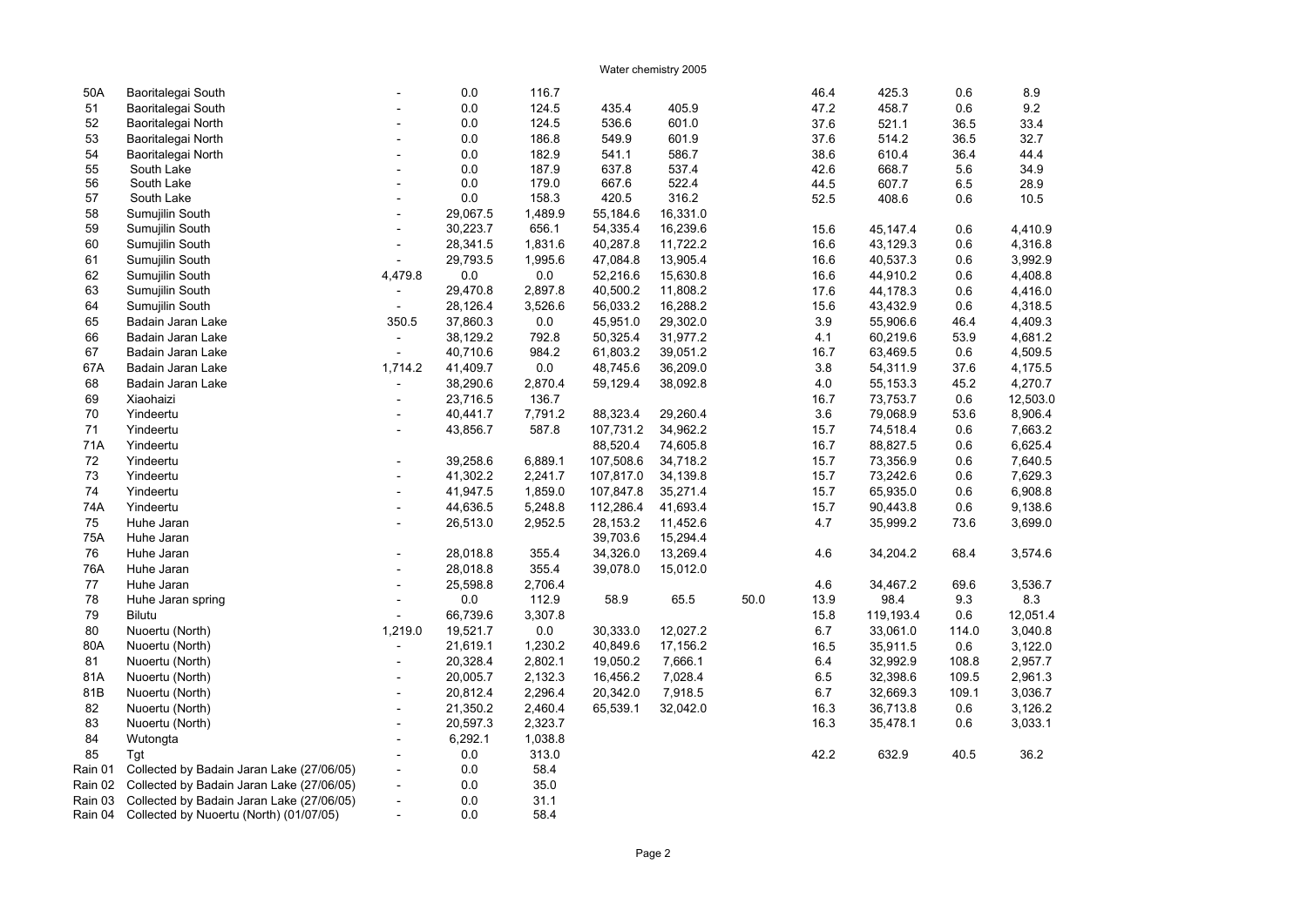| | | | | | | | | | | | |
|---|---|---|---|---|---|---|---|---|---|---|---|
| 50A | Baoritalegai South | - | 0.0 | 116.7 | | | | 46.4 | 425.3 | 0.6 | 8.9 |
| 51 | Baoritalegai South | - | 0.0 | 124.5 | 435.4 | 405.9 | | 47.2 | 458.7 | 0.6 | 9.2 |
| 52 | Baoritalegai North | - | 0.0 | 124.5 | 536.6 | 601.0 | | 37.6 | 521.1 | 36.5 | 33.4 |
| 53 | Baoritalegai North | - | 0.0 | 186.8 | 549.9 | 601.9 | | 37.6 | 514.2 | 36.5 | 32.7 |
| 54 | Baoritalegai North | - | 0.0 | 182.9 | 541.1 | 586.7 | | 38.6 | 610.4 | 36.4 | 44.4 |
| 55 | South Lake | - | 0.0 | 187.9 | 637.8 | 537.4 | | 42.6 | 668.7 | 5.6 | 34.9 |
| 56 | South Lake | - | 0.0 | 179.0 | 667.6 | 522.4 | | 44.5 | 607.7 | 6.5 | 28.9 |
| 57 | South Lake | - | 0.0 | 158.3 | 420.5 | 316.2 | | 52.5 | 408.6 | 0.6 | 10.5 |
| 58 | Sumujilin South | - | 29,067.5 | 1,489.9 | 55,184.6 | 16,331.0 | | | | | |
| 59 | Sumujilin South | - | 30,223.7 | 656.1 | 54,335.4 | 16,239.6 | | 15.6 | 45,147.4 | 0.6 | 4,410.9 |
| 60 | Sumujilin South | - | 28,341.5 | 1,831.6 | 40,287.8 | 11,722.2 | | 16.6 | 43,129.3 | 0.6 | 4,316.8 |
| 61 | Sumujilin South | - | 29,793.5 | 1,995.6 | 47,084.8 | 13,905.4 | | 16.6 | 40,537.3 | 0.6 | 3,992.9 |
| 62 | Sumujilin South | 4,479.8 | 0.0 | 0.0 | 52,216.6 | 15,630.8 | | 16.6 | 44,910.2 | 0.6 | 4,408.8 |
| 63 | Sumujilin South | - | 29,470.8 | 2,897.8 | 40,500.2 | 11,808.2 | | 17.6 | 44,178.3 | 0.6 | 4,416.0 |
| 64 | Sumujilin South | - | 28,126.4 | 3,526.6 | 56,033.2 | 16,288.2 | | 15.6 | 43,432.9 | 0.6 | 4,318.5 |
| 65 | Badain Jaran Lake | 350.5 | 37,860.3 | 0.0 | 45,951.0 | 29,302.0 | | 3.9 | 55,906.6 | 46.4 | 4,409.3 |
| 66 | Badain Jaran Lake | - | 38,129.2 | 792.8 | 50,325.4 | 31,977.2 | | 4.1 | 60,219.6 | 53.9 | 4,681.2 |
| 67 | Badain Jaran Lake | - | 40,710.6 | 984.2 | 61,803.2 | 39,051.2 | | 16.7 | 63,469.5 | 0.6 | 4,509.5 |
| 67A | Badain Jaran Lake | 1,714.2 | 41,409.7 | 0.0 | 48,745.6 | 36,209.0 | | 3.8 | 54,311.9 | 37.6 | 4,175.5 |
| 68 | Badain Jaran Lake | - | 38,290.6 | 2,870.4 | 59,129.4 | 38,092.8 | | 4.0 | 55,153.3 | 45.2 | 4,270.7 |
| 69 | Xiaohaizi | - | 23,716.5 | 136.7 | | | | 16.7 | 73,753.7 | 0.6 | 12,503.0 |
| 70 | Yindeertu | - | 40,441.7 | 7,791.2 | 88,323.4 | 29,260.4 | | 3.6 | 79,068.9 | 53.6 | 8,906.4 |
| 71 | Yindeertu | - | 43,856.7 | 587.8 | 107,731.2 | 34,962.2 | | 15.7 | 74,518.4 | 0.6 | 7,663.2 |
| 71A | Yindeertu | | | | 88,520.4 | 74,605.8 | | 16.7 | 88,827.5 | 0.6 | 6,625.4 |
| 72 | Yindeertu | - | 39,258.6 | 6,889.1 | 107,508.6 | 34,718.2 | | 15.7 | 73,356.9 | 0.6 | 7,640.5 |
| 73 | Yindeertu | - | 41,302.2 | 2,241.7 | 107,817.0 | 34,139.8 | | 15.7 | 73,242.6 | 0.6 | 7,629.3 |
| 74 | Yindeertu | - | 41,947.5 | 1,859.0 | 107,847.8 | 35,271.4 | | 15.7 | 65,935.0 | 0.6 | 6,908.8 |
| 74A | Yindeertu | - | 44,636.5 | 5,248.8 | 112,286.4 | 41,693.4 | | 15.7 | 90,443.8 | 0.6 | 9,138.6 |
| 75 | Huhe Jaran | - | 26,513.0 | 2,952.5 | 28,153.2 | 11,452.6 | | 4.7 | 35,999.2 | 73.6 | 3,699.0 |
| 75A | Huhe Jaran | | | | 39,703.6 | 15,294.4 | | | | | |
| 76 | Huhe Jaran | - | 28,018.8 | 355.4 | 34,326.0 | 13,269.4 | | 4.6 | 34,204.2 | 68.4 | 3,574.6 |
| 76A | Huhe Jaran | - | 28,018.8 | 355.4 | 39,078.0 | 15,012.0 | | | | | |
| 77 | Huhe Jaran | - | 25,598.8 | 2,706.4 | | | | 4.6 | 34,467.2 | 69.6 | 3,536.7 |
| 78 | Huhe Jaran spring | - | 0.0 | 112.9 | 58.9 | 65.5 | 50.0 | 13.9 | 98.4 | 9.3 | 8.3 |
| 79 | Bilutu | - | 66,739.6 | 3,307.8 | | | | 15.8 | 119,193.4 | 0.6 | 12,051.4 |
| 80 | Nuoertu (North) | 1,219.0 | 19,521.7 | 0.0 | 30,333.0 | 12,027.2 | | 6.7 | 33,061.0 | 114.0 | 3,040.8 |
| 80A | Nuoertu (North) | - | 21,619.1 | 1,230.2 | 40,849.6 | 17,156.2 | | 16.5 | 35,911.5 | 0.6 | 3,122.0 |
| 81 | Nuoertu (North) | - | 20,328.4 | 2,802.1 | 19,050.2 | 7,666.1 | | 6.4 | 32,992.9 | 108.8 | 2,957.7 |
| 81A | Nuoertu (North) | - | 20,005.7 | 2,132.3 | 16,456.2 | 7,028.4 | | 6.5 | 32,398.6 | 109.5 | 2,961.3 |
| 81B | Nuoertu (North) | - | 20,812.4 | 2,296.4 | 20,342.0 | 7,918.5 | | 6.7 | 32,669.3 | 109.1 | 3,036.7 |
| 82 | Nuoertu (North) | - | 21,350.2 | 2,460.4 | 65,539.1 | 32,042.0 | | 16.3 | 36,713.8 | 0.6 | 3,126.2 |
| 83 | Nuoertu (North) | - | 20,597.3 | 2,323.7 | | | | 16.3 | 35,478.1 | 0.6 | 3,033.1 |
| 84 | Wutongta | - | 6,292.1 | 1,038.8 | | | | | | | |
| 85 | Tgt | - | 0.0 | 313.0 | | | | 42.2 | 632.9 | 40.5 | 36.2 |
| Rain 01 | Collected by Badain Jaran Lake (27/06/05) | - | 0.0 | 58.4 | | | | | | | |
| Rain 02 | Collected by Badain Jaran Lake (27/06/05) | - | 0.0 | 35.0 | | | | | | | |
| Rain 03 | Collected by Badain Jaran Lake (27/06/05) | - | 0.0 | 31.1 | | | | | | | |
| Rain 04 | Collected by Nuoertu (North) (01/07/05) | - | 0.0 | 58.4 | | | | | | | |